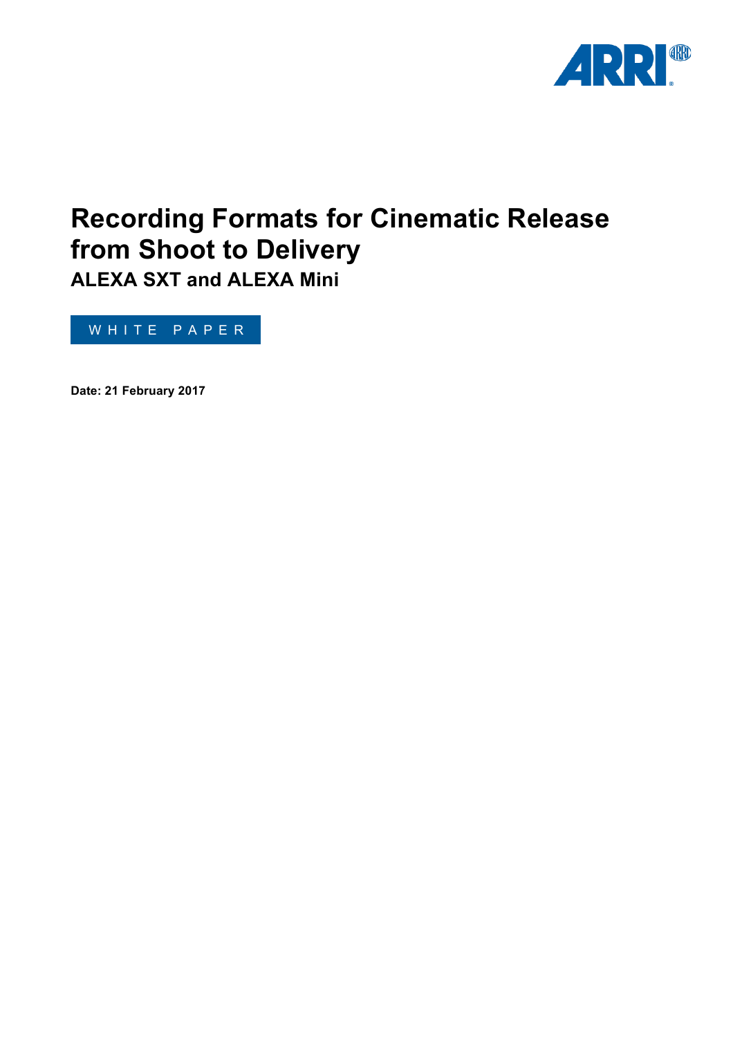# Recording Formats for Cinematic Release from Shoot to Delivery

## ALEXA SXT and ALEXA Mini

WHITE PAPER

**Date: 21 February 2017**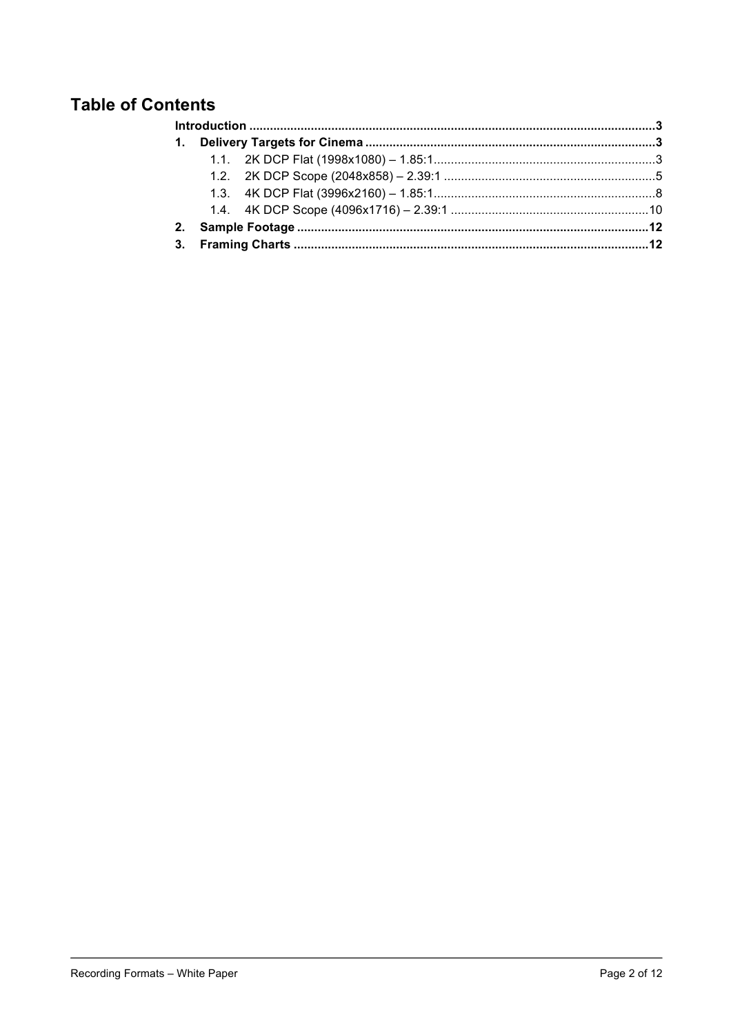## Table of Contents

**Introduction** .......................................................... **3**

**1. Delivery Targets for Cinema** .......................................................... **3**

- 1.1. 2K DCP Flat (1998x1080) – 1.85:1 .......................................................... 3
- 1.2. 2K DCP Scope (2048x858) – 2.39:1 .......................................................... 5
- 1.3. 4K DCP Flat (3996x2160) – 1.85:1 .......................................................... 8
- 1.4. 4K DCP Scope (4096x1716) – 2.39:1 .......................................................... 10

**2. Sample Footage** .......................................................... **12**

**3. Framing Charts** .......................................................... **12**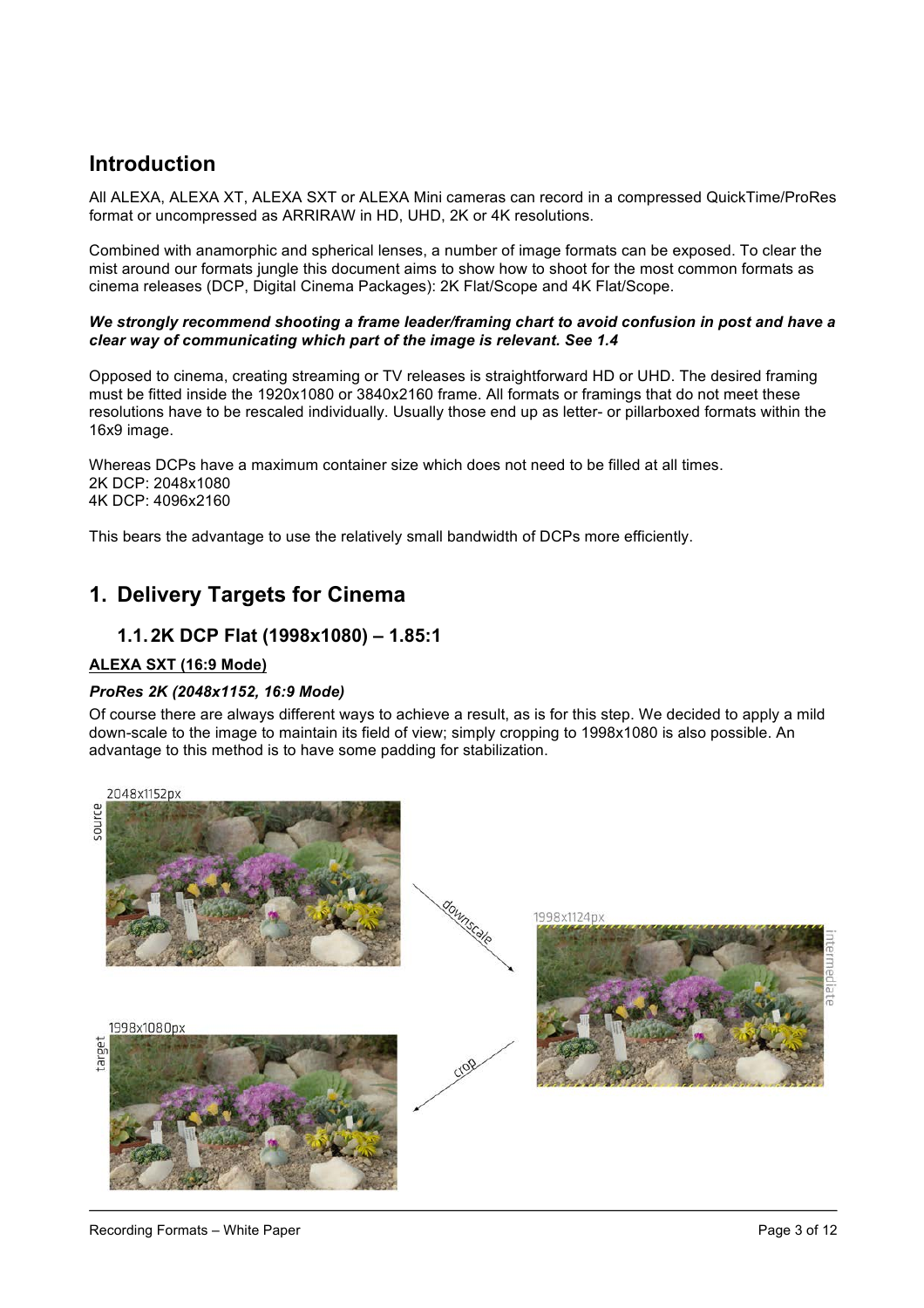# Introduction

All ALEXA, ALEXA XT, ALEXA SXT or ALEXA Mini cameras can record in a compressed QuickTime/ProRes format or uncompressed as ARRIRAW in HD, UHD, 2K or 4K resolutions.

Combined with anamorphic and spherical lenses, a number of image formats can be exposed. To clear the mist around our formats jungle this document aims to show how to shoot for the most common formats as cinema releases (DCP, Digital Cinema Packages): 2K Flat/Scope and 4K Flat/Scope.

***We strongly recommend shooting a frame leader/framing chart to avoid confusion in post and have a clear way of communicating which part of the image is relevant. See 1.4***

Opposed to cinema, creating streaming or TV releases is straightforward HD or UHD. The desired framing must be fitted inside the 1920x1080 or 3840x2160 frame. All formats or framings that do not meet these resolutions have to be rescaled individually. Usually those end up as letter- or pillarboxed formats within the 16x9 image.

Whereas DCPs have a maximum container size which does not need to be filled at all times.
2K DCP: 2048x1080
4K DCP: 4096x2160

This bears the advantage to use the relatively small bandwidth of DCPs more efficiently.

# 1. Delivery Targets for Cinema

## 1.1. 2K DCP Flat (1998x1080) – 1.85:1

**ALEXA SXT (16:9 Mode)**

***ProRes 2K (2048x1152, 16:9 Mode)***

Of course there are always different ways to achieve a result, as is for this step. We decided to apply a mild down-scale to the image to maintain its field of view; simply cropping to 1998x1080 is also possible. An advantage to this method is to have some padding for stabilization.

source 2048x1152px → downscale → intermediate 1998x1124px → crop → target 1998x1080px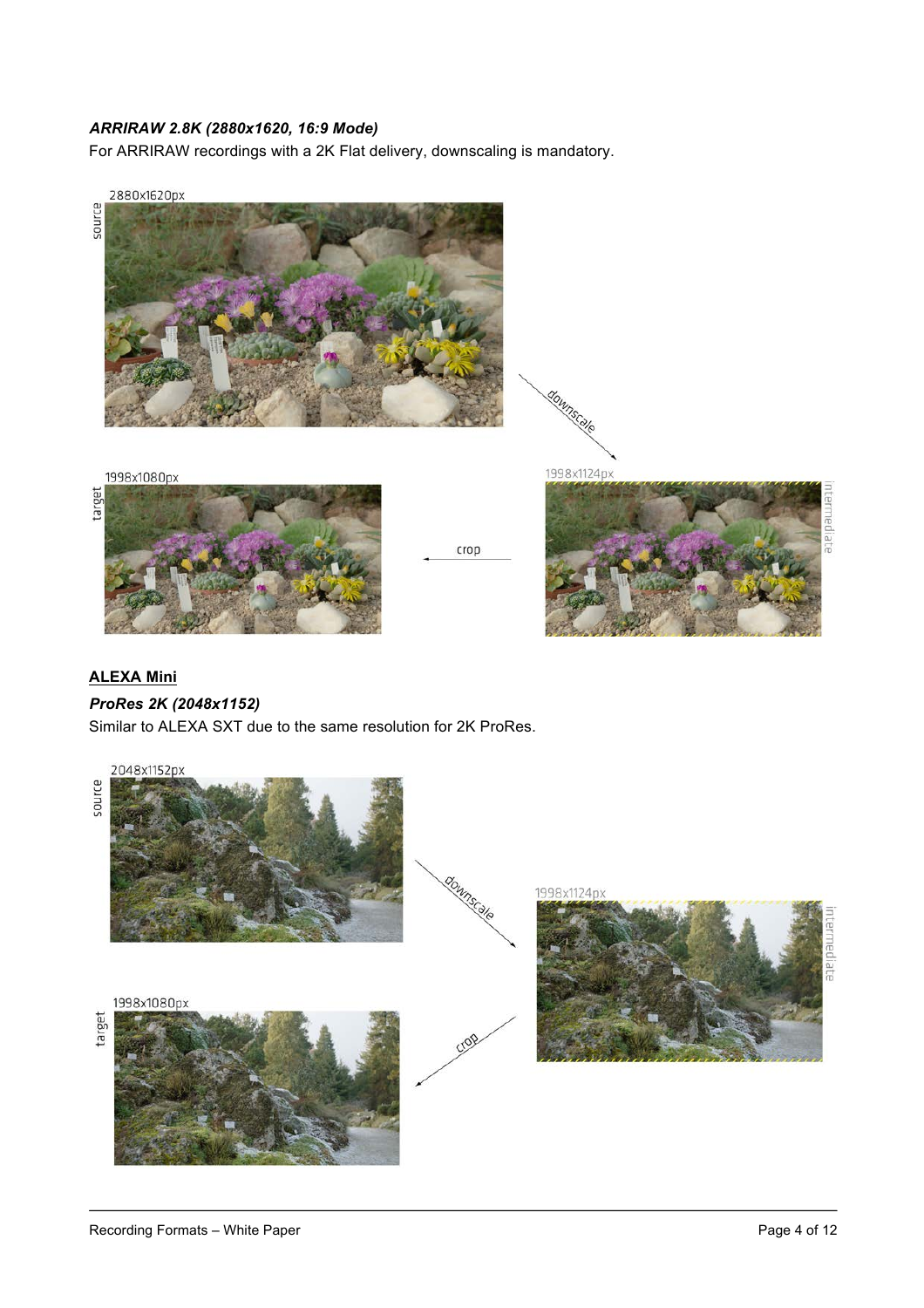***ARRIRAW 2.8K (2880x1620, 16:9 Mode)***

For ARRIRAW recordings with a 2K Flat delivery, downscaling is mandatory.

**<u>ALEXA Mini</u>**

***ProRes 2K (2048x1152)***

Similar to ALEXA SXT due to the same resolution for 2K ProRes.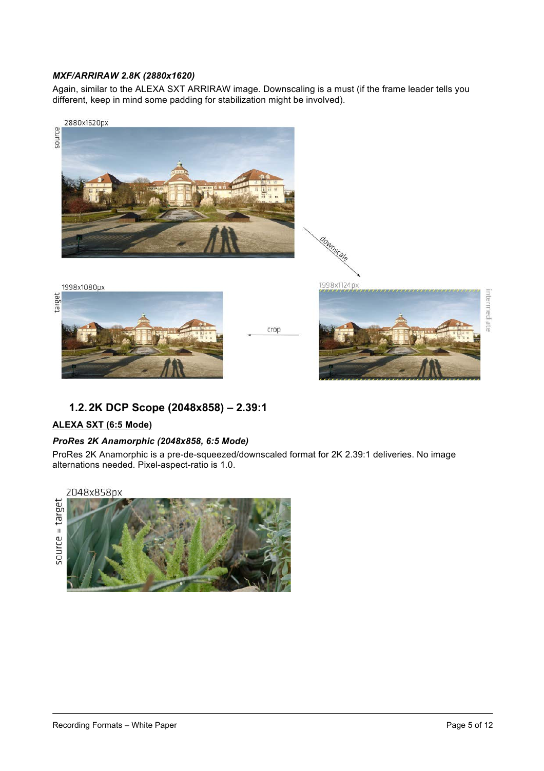***MXF/ARRIRAW 2.8K (2880x1620)***

Again, similar to the ALEXA SXT ARRIRAW image. Downscaling is a must (if the frame leader tells you different, keep in mind some padding for stabilization might be involved).

## 1.2. 2K DCP Scope (2048x858) – 2.39:1

**ALEXA SXT (6:5 Mode)**

***ProRes 2K Anamorphic (2048x858, 6:5 Mode)***

ProRes 2K Anamorphic is a pre-de-squeezed/downscaled format for 2K 2.39:1 deliveries. No image alternations needed. Pixel-aspect-ratio is 1.0.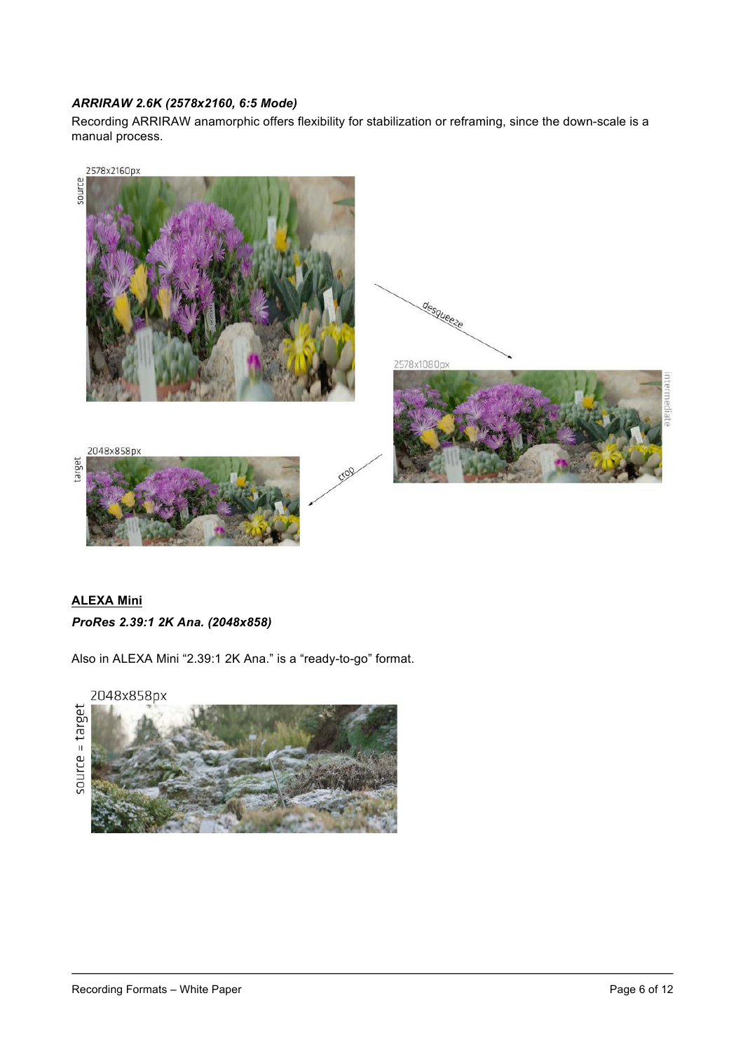***ARRIRAW 2.6K (2578x2160, 6:5 Mode)***

Recording ARRIRAW anamorphic offers flexibility for stabilization or reframing, since the down-scale is a manual process.

## ALEXA Mini

***ProRes 2.39:1 2K Ana. (2048x858)***

Also in ALEXA Mini “2.39:1 2K Ana.” is a “ready-to-go” format.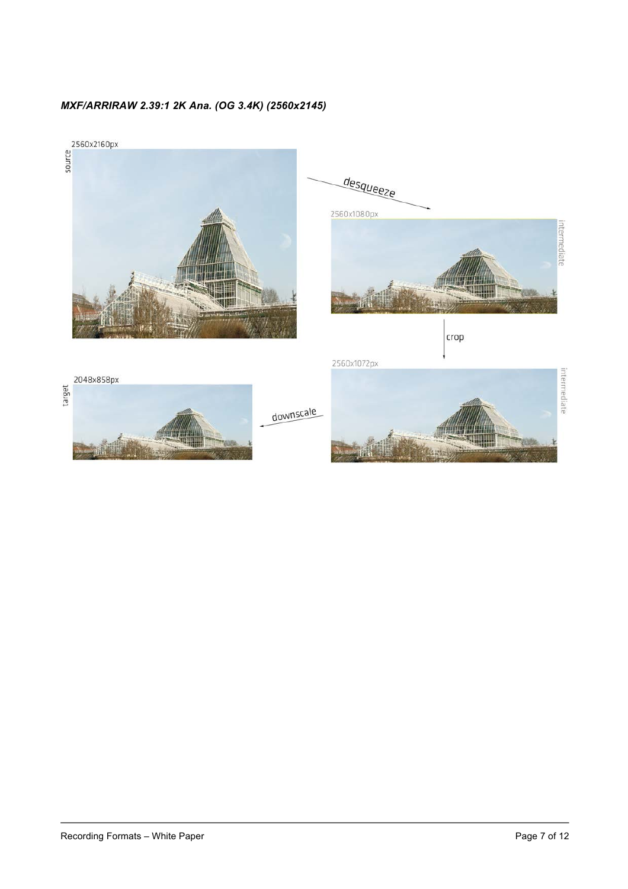### *MXF/ARRIRAW 2.39:1 2K Ana. (OG 3.4K) (2560x2145)*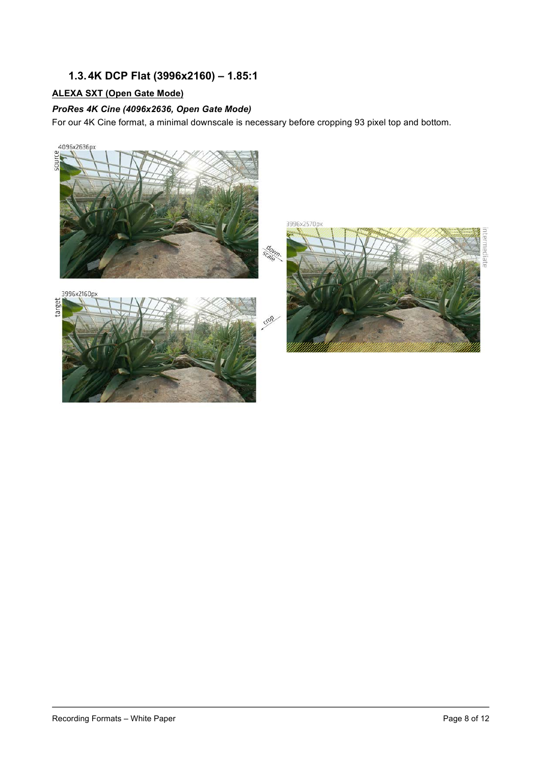### 1.3. 4K DCP Flat (3996x2160) – 1.85:1

**ALEXA SXT (Open Gate Mode)**

***ProRes 4K Cine (4096x2636, Open Gate Mode)***

For our 4K Cine format, a minimal downscale is necessary before cropping 93 pixel top and bottom.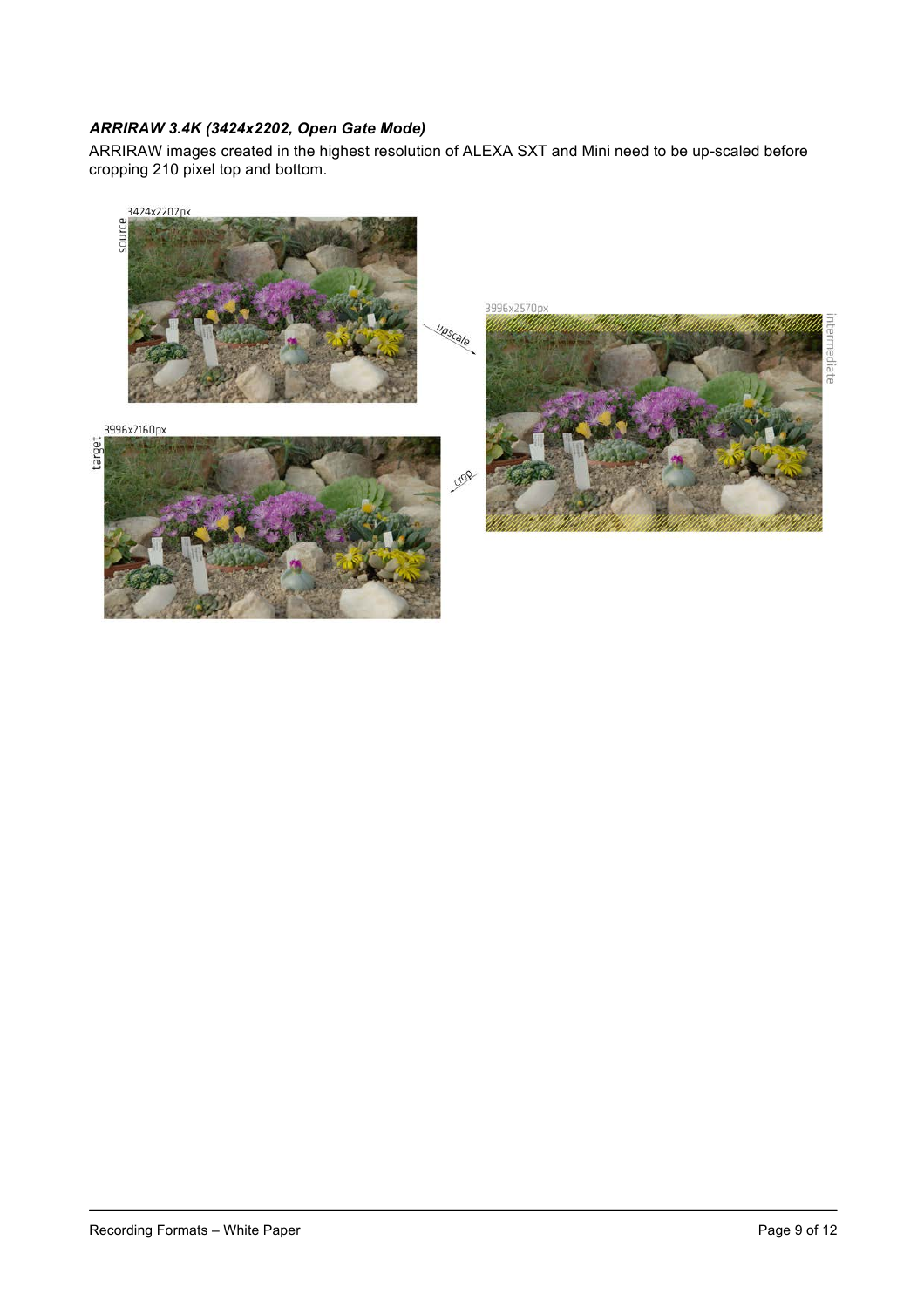### *ARRIRAW 3.4K (3424x2202, Open Gate Mode)*

ARRIRAW images created in the highest resolution of ALEXA SXT and Mini need to be up-scaled before cropping 210 pixel top and bottom.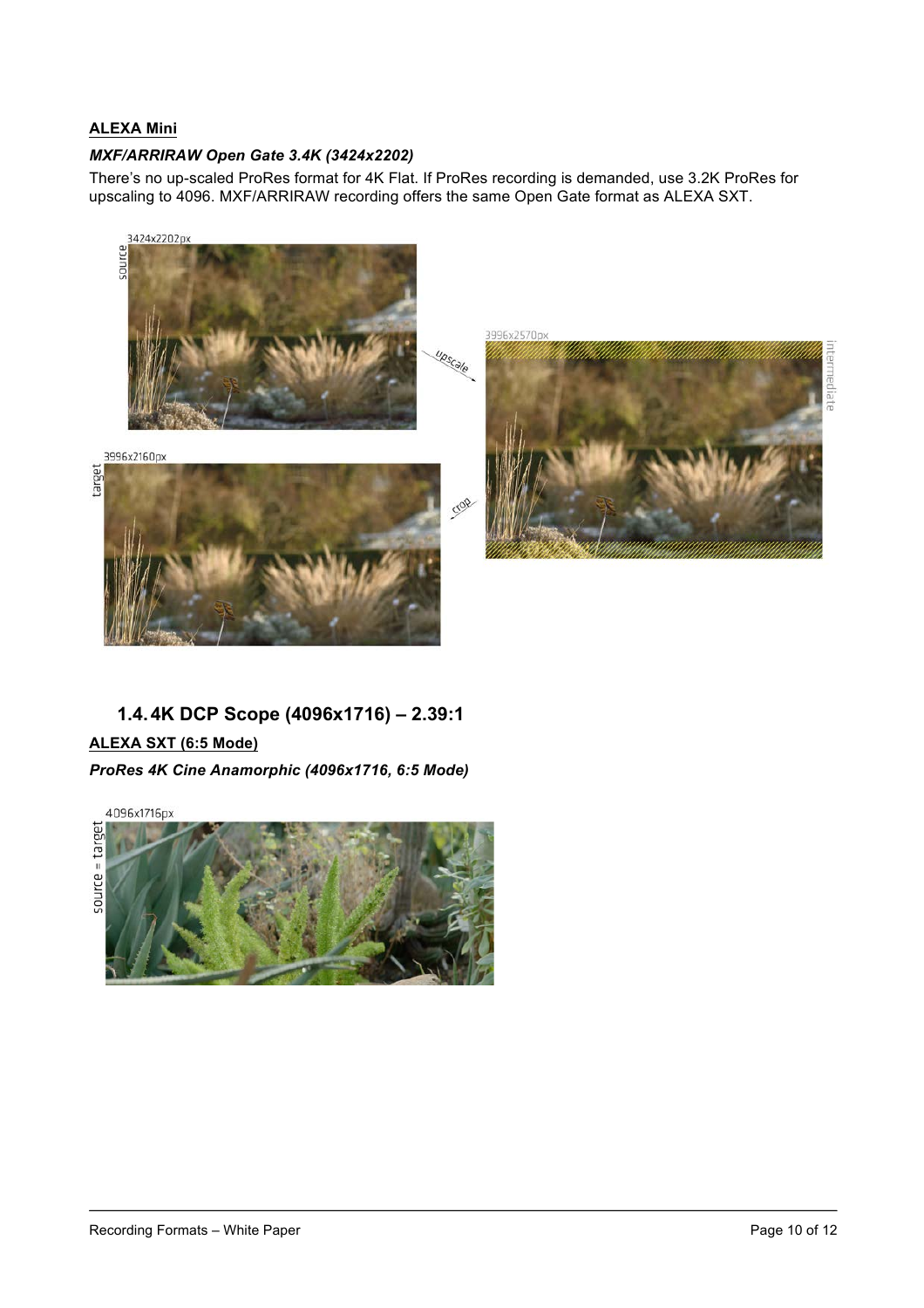**ALEXA Mini**

***MXF/ARRIRAW Open Gate 3.4K (3424x2202)***

There's no up-scaled ProRes format for 4K Flat. If ProRes recording is demanded, use 3.2K ProRes for upscaling to 4096. MXF/ARRIRAW recording offers the same Open Gate format as ALEXA SXT.

## 1.4. 4K DCP Scope (4096x1716) – 2.39:1

**ALEXA SXT (6:5 Mode)**

***ProRes 4K Cine Anamorphic (4096x1716, 6:5 Mode)***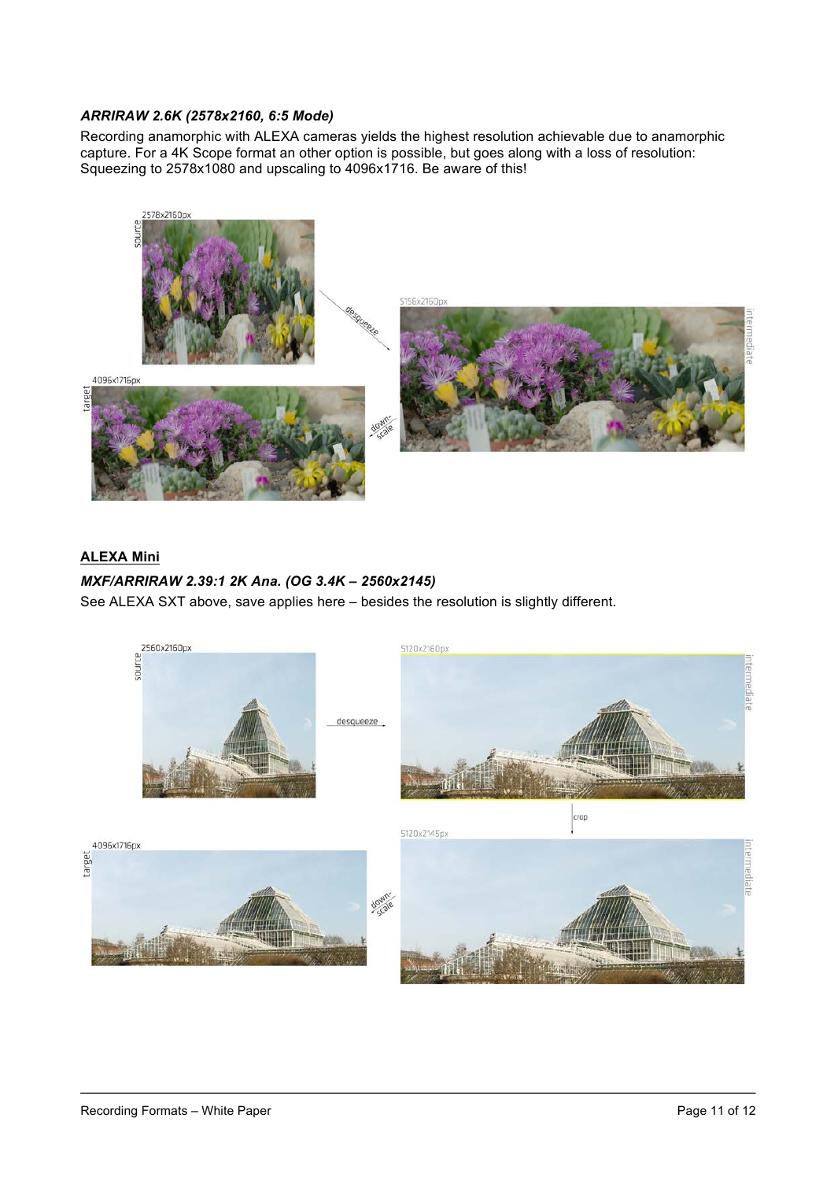### *ARRIRAW 2.6K (2578x2160, 6:5 Mode)*

Recording anamorphic with ALEXA cameras yields the highest resolution achievable due to anamorphic capture. For a 4K Scope format an other option is possible, but goes along with a loss of resolution: Squeezing to 2578x1080 and upscaling to 4096x1716. Be aware of this!

## ALEXA Mini

### *MXF/ARRIRAW 2.39:1 2K Ana. (OG 3.4K – 2560x2145)*

See ALEXA SXT above, save applies here – besides the resolution is slightly different.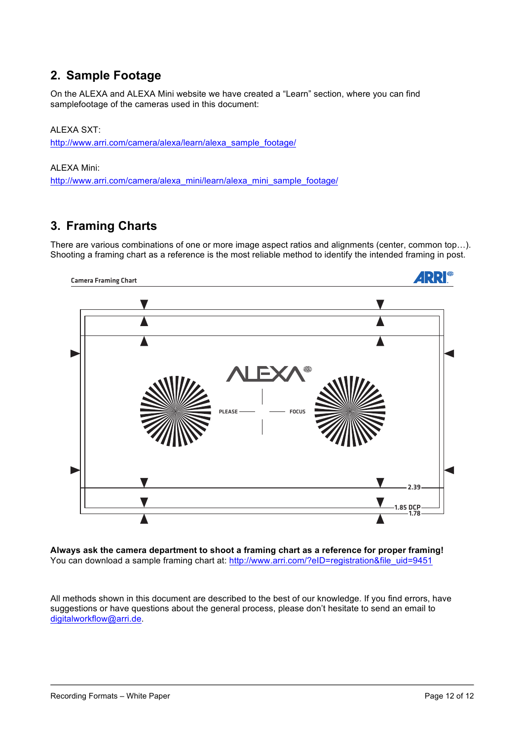## 2. Sample Footage

On the ALEXA and ALEXA Mini website we have created a "Learn" section, where you can find samplefootage of the cameras used in this document:

ALEXA SXT:
http://www.arri.com/camera/alexa/learn/alexa_sample_footage/

ALEXA Mini:
http://www.arri.com/camera/alexa_mini/learn/alexa_mini_sample_footage/

## 3. Framing Charts

There are various combinations of one or more image aspect ratios and alignments (center, common top…). Shooting a framing chart as a reference is the most reliable method to identify the intended framing in post.

Camera Framing Chart

ARRI

ALEXA

PLEASE

FOCUS

2.39

1.85 DCP

1.78

**Always ask the camera department to shoot a framing chart as a reference for proper framing!**
You can download a sample framing chart at: http://www.arri.com/?eID=registration&file_uid=9451

All methods shown in this document are described to the best of our knowledge. If you find errors, have suggestions or have questions about the general process, please don't hesitate to send an email to digitalworkflow@arri.de.